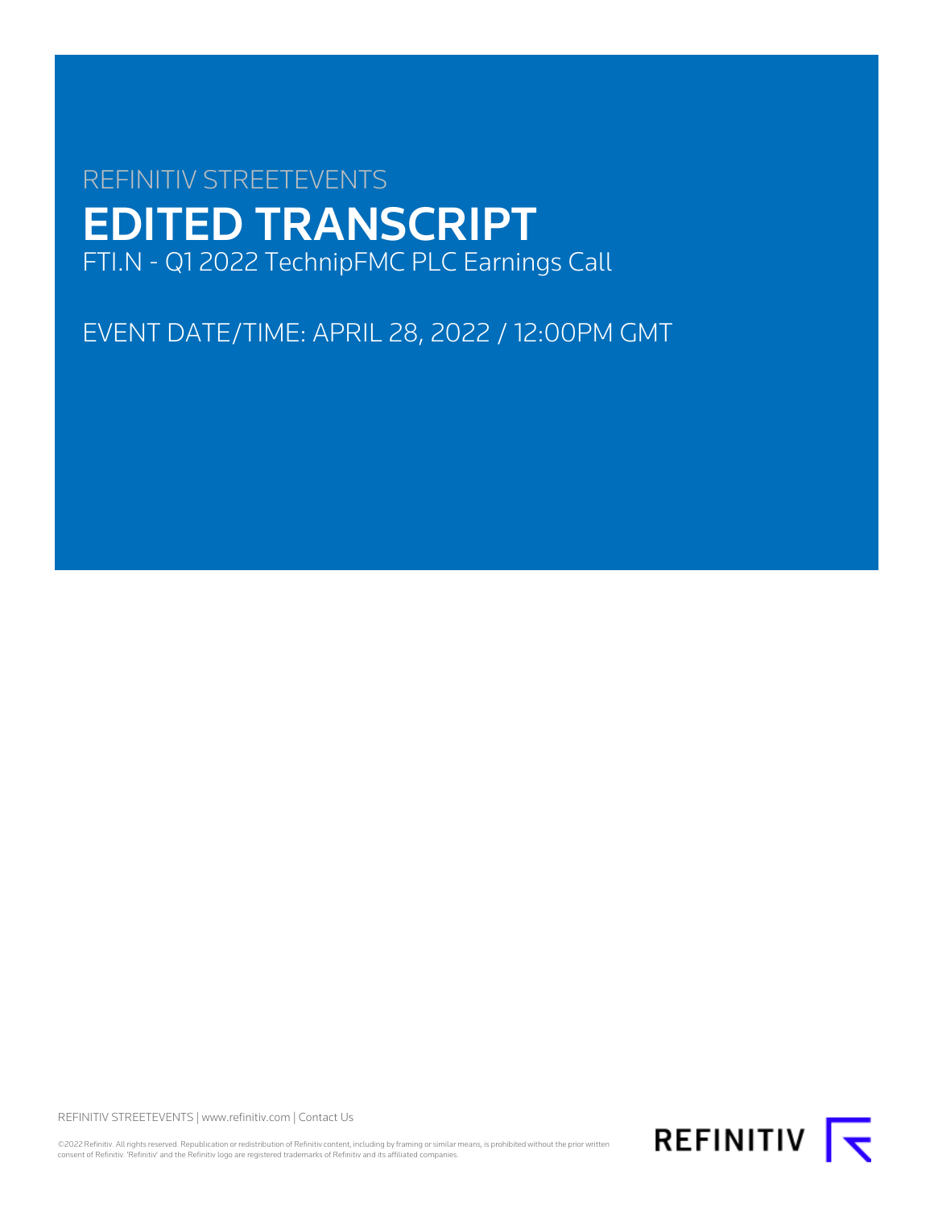REFINITIV STREETEVENTS

# EDITED TRANSCRIPT

FTI.N - Q1 2022 TechnipFMC PLC Earnings Call

EVENT DATE/TIME: APRIL 28, 2022 / 12:00PM GMT

REFINITIV STREETEVENTS | www.refinitiv.com | Contact Us

©2022 Refinitiv. All rights reserved. Republication or redistribution of Refinitiv content, including by framing or similar means, is prohibited without the prior written consent of Refinitiv. 'Refinitiv' and the Refinitiv logo are registered trademarks of Refinitiv and its affiliated companies.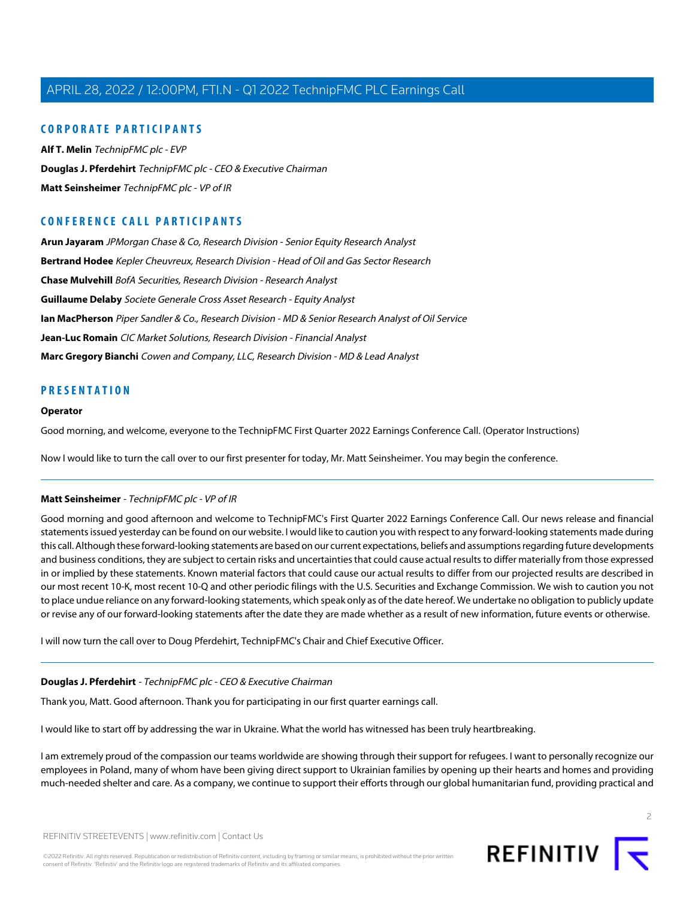## CORPORATE PARTICIPANTS

**Alf T. Melin** *TechnipFMC plc - EVP*

**Douglas J. Pferdehirt** *TechnipFMC plc - CEO & Executive Chairman*

**Matt Seinsheimer** *TechnipFMC plc - VP of IR*

## CONFERENCE CALL PARTICIPANTS

**Arun Jayaram** *JPMorgan Chase & Co, Research Division - Senior Equity Research Analyst*

**Bertrand Hodee** *Kepler Cheuvreux, Research Division - Head of Oil and Gas Sector Research*

**Chase Mulvehill** *BofA Securities, Research Division - Research Analyst*

**Guillaume Delaby** *Societe Generale Cross Asset Research - Equity Analyst*

**Ian MacPherson** *Piper Sandler & Co., Research Division - MD & Senior Research Analyst of Oil Service*

**Jean-Luc Romain** *CIC Market Solutions, Research Division - Financial Analyst*

**Marc Gregory Bianchi** *Cowen and Company, LLC, Research Division - MD & Lead Analyst*

## PRESENTATION

### Operator

Good morning, and welcome, everyone to the TechnipFMC First Quarter 2022 Earnings Conference Call. (Operator Instructions)

Now I would like to turn the call over to our first presenter for today, Mr. Matt Seinsheimer. You may begin the conference.

---

### Matt Seinsheimer - *TechnipFMC plc - VP of IR*

Good morning and good afternoon and welcome to TechnipFMC's First Quarter 2022 Earnings Conference Call. Our news release and financial statements issued yesterday can be found on our website. I would like to caution you with respect to any forward-looking statements made during this call. Although these forward-looking statements are based on our current expectations, beliefs and assumptions regarding future developments and business conditions, they are subject to certain risks and uncertainties that could cause actual results to differ materially from those expressed in or implied by these statements. Known material factors that could cause our actual results to differ from our projected results are described in our most recent 10-K, most recent 10-Q and other periodic filings with the U.S. Securities and Exchange Commission. We wish to caution you not to place undue reliance on any forward-looking statements, which speak only as of the date hereof. We undertake no obligation to publicly update or revise any of our forward-looking statements after the date they are made whether as a result of new information, future events or otherwise.

I will now turn the call over to Doug Pferdehirt, TechnipFMC's Chair and Chief Executive Officer.

---

### Douglas J. Pferdehirt - *TechnipFMC plc - CEO & Executive Chairman*

Thank you, Matt. Good afternoon. Thank you for participating in our first quarter earnings call.

I would like to start off by addressing the war in Ukraine. What the world has witnessed has been truly heartbreaking.

I am extremely proud of the compassion our teams worldwide are showing through their support for refugees. I want to personally recognize our employees in Poland, many of whom have been giving direct support to Ukrainian families by opening up their hearts and homes and providing much-needed shelter and care. As a company, we continue to support their efforts through our global humanitarian fund, providing practical and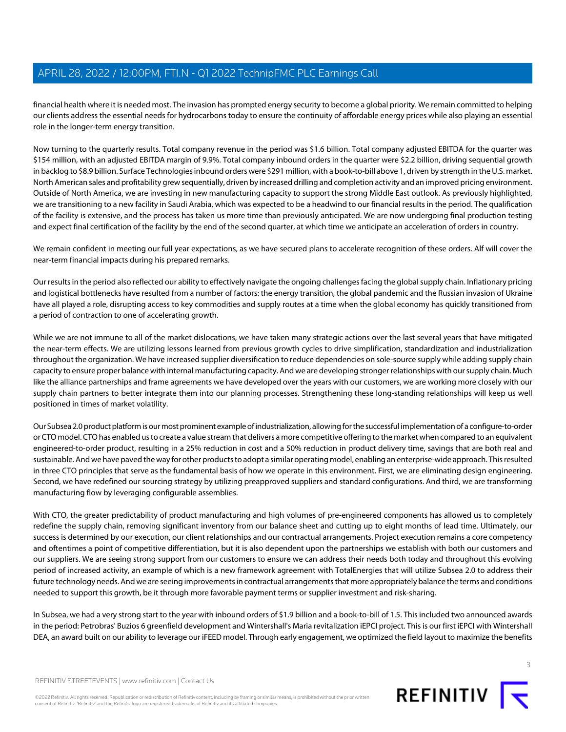financial health where it is needed most. The invasion has prompted energy security to become a global priority. We remain committed to helping our clients address the essential needs for hydrocarbons today to ensure the continuity of affordable energy prices while also playing an essential role in the longer-term energy transition.

Now turning to the quarterly results. Total company revenue in the period was $1.6 billion. Total company adjusted EBITDA for the quarter was $154 million, with an adjusted EBITDA margin of 9.9%. Total company inbound orders in the quarter were $2.2 billion, driving sequential growth in backlog to $8.9 billion. Surface Technologies inbound orders were $291 million, with a book-to-bill above 1, driven by strength in the U.S. market. North American sales and profitability grew sequentially, driven by increased drilling and completion activity and an improved pricing environment. Outside of North America, we are investing in new manufacturing capacity to support the strong Middle East outlook. As previously highlighted, we are transitioning to a new facility in Saudi Arabia, which was expected to be a headwind to our financial results in the period. The qualification of the facility is extensive, and the process has taken us more time than previously anticipated. We are now undergoing final production testing and expect final certification of the facility by the end of the second quarter, at which time we anticipate an acceleration of orders in country.

We remain confident in meeting our full year expectations, as we have secured plans to accelerate recognition of these orders. Alf will cover the near-term financial impacts during his prepared remarks.

Our results in the period also reflected our ability to effectively navigate the ongoing challenges facing the global supply chain. Inflationary pricing and logistical bottlenecks have resulted from a number of factors: the energy transition, the global pandemic and the Russian invasion of Ukraine have all played a role, disrupting access to key commodities and supply routes at a time when the global economy has quickly transitioned from a period of contraction to one of accelerating growth.

While we are not immune to all of the market dislocations, we have taken many strategic actions over the last several years that have mitigated the near-term effects. We are utilizing lessons learned from previous growth cycles to drive simplification, standardization and industrialization throughout the organization. We have increased supplier diversification to reduce dependencies on sole-source supply while adding supply chain capacity to ensure proper balance with internal manufacturing capacity. And we are developing stronger relationships with our supply chain. Much like the alliance partnerships and frame agreements we have developed over the years with our customers, we are working more closely with our supply chain partners to better integrate them into our planning processes. Strengthening these long-standing relationships will keep us well positioned in times of market volatility.

Our Subsea 2.0 product platform is our most prominent example of industrialization, allowing for the successful implementation of a configure-to-order or CTO model. CTO has enabled us to create a value stream that delivers a more competitive offering to the market when compared to an equivalent engineered-to-order product, resulting in a 25% reduction in cost and a 50% reduction in product delivery time, savings that are both real and sustainable. And we have paved the way for other products to adopt a similar operating model, enabling an enterprise-wide approach. This resulted in three CTO principles that serve as the fundamental basis of how we operate in this environment. First, we are eliminating design engineering. Second, we have redefined our sourcing strategy by utilizing preapproved suppliers and standard configurations. And third, we are transforming manufacturing flow by leveraging configurable assemblies.

With CTO, the greater predictability of product manufacturing and high volumes of pre-engineered components has allowed us to completely redefine the supply chain, removing significant inventory from our balance sheet and cutting up to eight months of lead time. Ultimately, our success is determined by our execution, our client relationships and our contractual arrangements. Project execution remains a core competency and oftentimes a point of competitive differentiation, but it is also dependent upon the partnerships we establish with both our customers and our suppliers. We are seeing strong support from our customers to ensure we can address their needs both today and throughout this evolving period of increased activity, an example of which is a new framework agreement with TotalEnergies that will utilize Subsea 2.0 to address their future technology needs. And we are seeing improvements in contractual arrangements that more appropriately balance the terms and conditions needed to support this growth, be it through more favorable payment terms or supplier investment and risk-sharing.

In Subsea, we had a very strong start to the year with inbound orders of $1.9 billion and a book-to-bill of 1.5. This included two announced awards in the period: Petrobras' Buzios 6 greenfield development and Wintershall's Maria revitalization iEPCI project. This is our first iEPCI with Wintershall DEA, an award built on our ability to leverage our iFEED model. Through early engagement, we optimized the field layout to maximize the benefits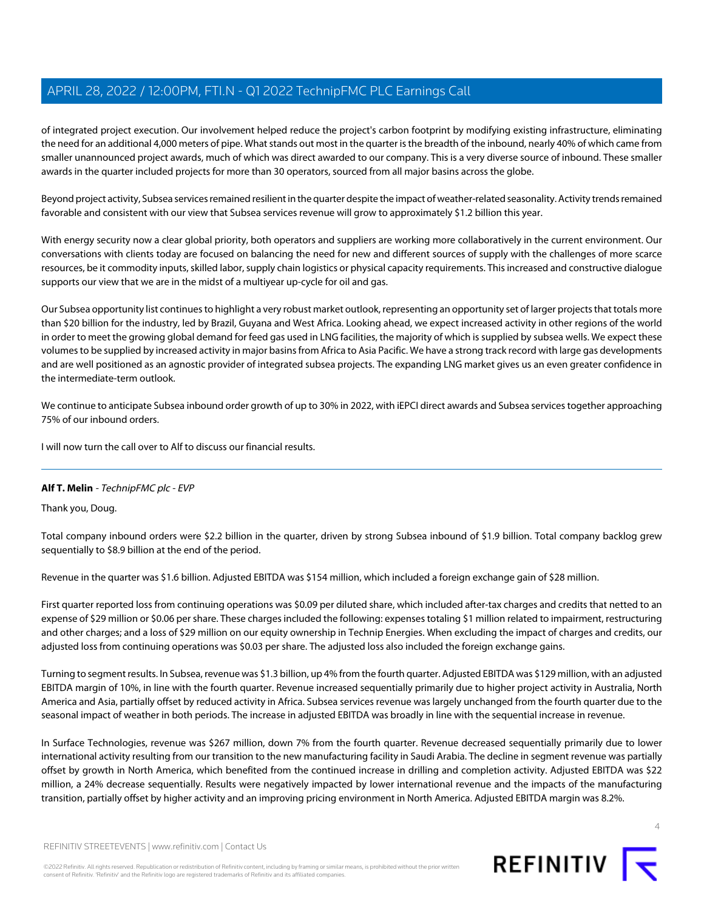of integrated project execution. Our involvement helped reduce the project's carbon footprint by modifying existing infrastructure, eliminating the need for an additional 4,000 meters of pipe. What stands out most in the quarter is the breadth of the inbound, nearly 40% of which came from smaller unannounced project awards, much of which was direct awarded to our company. This is a very diverse source of inbound. These smaller awards in the quarter included projects for more than 30 operators, sourced from all major basins across the globe.

Beyond project activity, Subsea services remained resilient in the quarter despite the impact of weather-related seasonality. Activity trends remained favorable and consistent with our view that Subsea services revenue will grow to approximately $1.2 billion this year.

With energy security now a clear global priority, both operators and suppliers are working more collaboratively in the current environment. Our conversations with clients today are focused on balancing the need for new and different sources of supply with the challenges of more scarce resources, be it commodity inputs, skilled labor, supply chain logistics or physical capacity requirements. This increased and constructive dialogue supports our view that we are in the midst of a multiyear up-cycle for oil and gas.

Our Subsea opportunity list continues to highlight a very robust market outlook, representing an opportunity set of larger projects that totals more than $20 billion for the industry, led by Brazil, Guyana and West Africa. Looking ahead, we expect increased activity in other regions of the world in order to meet the growing global demand for feed gas used in LNG facilities, the majority of which is supplied by subsea wells. We expect these volumes to be supplied by increased activity in major basins from Africa to Asia Pacific. We have a strong track record with large gas developments and are well positioned as an agnostic provider of integrated subsea projects. The expanding LNG market gives us an even greater confidence in the intermediate-term outlook.

We continue to anticipate Subsea inbound order growth of up to 30% in 2022, with iEPCI direct awards and Subsea services together approaching 75% of our inbound orders.

I will now turn the call over to Alf to discuss our financial results.

---

**Alf T. Melin** - *TechnipFMC plc - EVP*

Thank you, Doug.

Total company inbound orders were $2.2 billion in the quarter, driven by strong Subsea inbound of $1.9 billion. Total company backlog grew sequentially to $8.9 billion at the end of the period.

Revenue in the quarter was $1.6 billion. Adjusted EBITDA was $154 million, which included a foreign exchange gain of $28 million.

First quarter reported loss from continuing operations was $0.09 per diluted share, which included after-tax charges and credits that netted to an expense of $29 million or $0.06 per share. These charges included the following: expenses totaling $1 million related to impairment, restructuring and other charges; and a loss of $29 million on our equity ownership in Technip Energies. When excluding the impact of charges and credits, our adjusted loss from continuing operations was $0.03 per share. The adjusted loss also included the foreign exchange gains.

Turning to segment results. In Subsea, revenue was $1.3 billion, up 4% from the fourth quarter. Adjusted EBITDA was $129 million, with an adjusted EBITDA margin of 10%, in line with the fourth quarter. Revenue increased sequentially primarily due to higher project activity in Australia, North America and Asia, partially offset by reduced activity in Africa. Subsea services revenue was largely unchanged from the fourth quarter due to the seasonal impact of weather in both periods. The increase in adjusted EBITDA was broadly in line with the sequential increase in revenue.

In Surface Technologies, revenue was $267 million, down 7% from the fourth quarter. Revenue decreased sequentially primarily due to lower international activity resulting from our transition to the new manufacturing facility in Saudi Arabia. The decline in segment revenue was partially offset by growth in North America, which benefited from the continued increase in drilling and completion activity. Adjusted EBITDA was $22 million, a 24% decrease sequentially. Results were negatively impacted by lower international revenue and the impacts of the manufacturing transition, partially offset by higher activity and an improving pricing environment in North America. Adjusted EBITDA margin was 8.2%.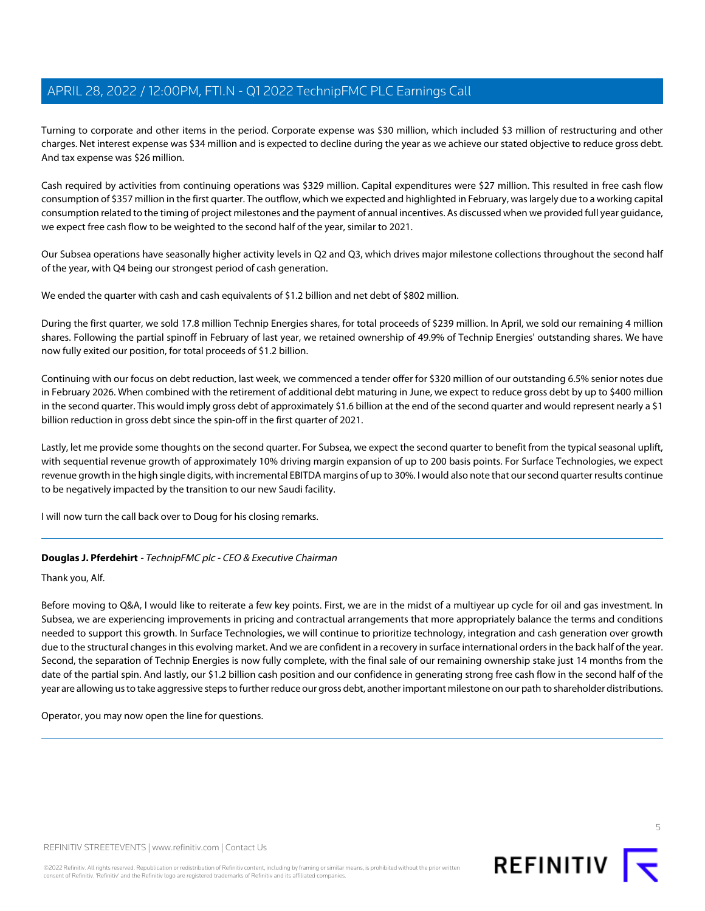Turning to corporate and other items in the period. Corporate expense was $30 million, which included $3 million of restructuring and other charges. Net interest expense was $34 million and is expected to decline during the year as we achieve our stated objective to reduce gross debt. And tax expense was $26 million.

Cash required by activities from continuing operations was $329 million. Capital expenditures were $27 million. This resulted in free cash flow consumption of $357 million in the first quarter. The outflow, which we expected and highlighted in February, was largely due to a working capital consumption related to the timing of project milestones and the payment of annual incentives. As discussed when we provided full year guidance, we expect free cash flow to be weighted to the second half of the year, similar to 2021.

Our Subsea operations have seasonally higher activity levels in Q2 and Q3, which drives major milestone collections throughout the second half of the year, with Q4 being our strongest period of cash generation.

We ended the quarter with cash and cash equivalents of $1.2 billion and net debt of $802 million.

During the first quarter, we sold 17.8 million Technip Energies shares, for total proceeds of $239 million. In April, we sold our remaining 4 million shares. Following the partial spinoff in February of last year, we retained ownership of 49.9% of Technip Energies' outstanding shares. We have now fully exited our position, for total proceeds of $1.2 billion.

Continuing with our focus on debt reduction, last week, we commenced a tender offer for $320 million of our outstanding 6.5% senior notes due in February 2026. When combined with the retirement of additional debt maturing in June, we expect to reduce gross debt by up to $400 million in the second quarter. This would imply gross debt of approximately $1.6 billion at the end of the second quarter and would represent nearly a $1 billion reduction in gross debt since the spin-off in the first quarter of 2021.

Lastly, let me provide some thoughts on the second quarter. For Subsea, we expect the second quarter to benefit from the typical seasonal uplift, with sequential revenue growth of approximately 10% driving margin expansion of up to 200 basis points. For Surface Technologies, we expect revenue growth in the high single digits, with incremental EBITDA margins of up to 30%. I would also note that our second quarter results continue to be negatively impacted by the transition to our new Saudi facility.

I will now turn the call back over to Doug for his closing remarks.

---

**Douglas J. Pferdehirt** - *TechnipFMC plc - CEO & Executive Chairman*

Thank you, Alf.

Before moving to Q&A, I would like to reiterate a few key points. First, we are in the midst of a multiyear up cycle for oil and gas investment. In Subsea, we are experiencing improvements in pricing and contractual arrangements that more appropriately balance the terms and conditions needed to support this growth. In Surface Technologies, we will continue to prioritize technology, integration and cash generation over growth due to the structural changes in this evolving market. And we are confident in a recovery in surface international orders in the back half of the year. Second, the separation of Technip Energies is now fully complete, with the final sale of our remaining ownership stake just 14 months from the date of the partial spin. And lastly, our $1.2 billion cash position and our confidence in generating strong free cash flow in the second half of the year are allowing us to take aggressive steps to further reduce our gross debt, another important milestone on our path to shareholder distributions.

Operator, you may now open the line for questions.

---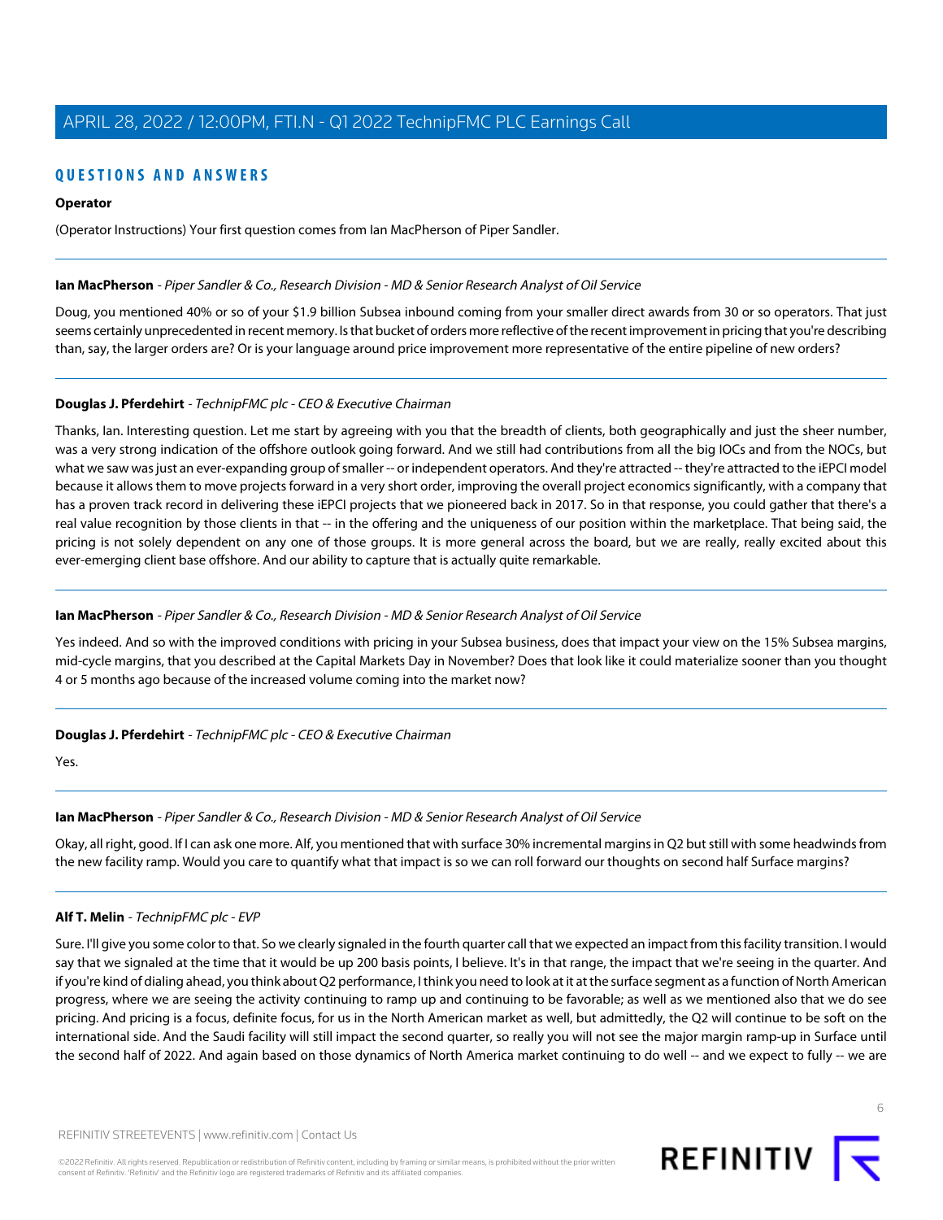## QUESTIONS AND ANSWERS

**Operator**

(Operator Instructions) Your first question comes from Ian MacPherson of Piper Sandler.

---

**Ian MacPherson** - *Piper Sandler & Co., Research Division - MD & Senior Research Analyst of Oil Service*

Doug, you mentioned 40% or so of your $1.9 billion Subsea inbound coming from your smaller direct awards from 30 or so operators. That just seems certainly unprecedented in recent memory. Is that bucket of orders more reflective of the recent improvement in pricing that you're describing than, say, the larger orders are? Or is your language around price improvement more representative of the entire pipeline of new orders?

---

**Douglas J. Pferdehirt** - *TechnipFMC plc - CEO & Executive Chairman*

Thanks, Ian. Interesting question. Let me start by agreeing with you that the breadth of clients, both geographically and just the sheer number, was a very strong indication of the offshore outlook going forward. And we still had contributions from all the big IOCs and from the NOCs, but what we saw was just an ever-expanding group of smaller -- or independent operators. And they're attracted -- they're attracted to the iEPCI model because it allows them to move projects forward in a very short order, improving the overall project economics significantly, with a company that has a proven track record in delivering these iEPCI projects that we pioneered back in 2017. So in that response, you could gather that there's a real value recognition by those clients in that -- in the offering and the uniqueness of our position within the marketplace. That being said, the pricing is not solely dependent on any one of those groups. It is more general across the board, but we are really, really excited about this ever-emerging client base offshore. And our ability to capture that is actually quite remarkable.

---

**Ian MacPherson** - *Piper Sandler & Co., Research Division - MD & Senior Research Analyst of Oil Service*

Yes indeed. And so with the improved conditions with pricing in your Subsea business, does that impact your view on the 15% Subsea margins, mid-cycle margins, that you described at the Capital Markets Day in November? Does that look like it could materialize sooner than you thought 4 or 5 months ago because of the increased volume coming into the market now?

---

**Douglas J. Pferdehirt** - *TechnipFMC plc - CEO & Executive Chairman*

Yes.

---

**Ian MacPherson** - *Piper Sandler & Co., Research Division - MD & Senior Research Analyst of Oil Service*

Okay, all right, good. If I can ask one more. Alf, you mentioned that with surface 30% incremental margins in Q2 but still with some headwinds from the new facility ramp. Would you care to quantify what that impact is so we can roll forward our thoughts on second half Surface margins?

---

**Alf T. Melin** - *TechnipFMC plc - EVP*

Sure. I'll give you some color to that. So we clearly signaled in the fourth quarter call that we expected an impact from this facility transition. I would say that we signaled at the time that it would be up 200 basis points, I believe. It's in that range, the impact that we're seeing in the quarter. And if you're kind of dialing ahead, you think about Q2 performance, I think you need to look at it at the surface segment as a function of North American progress, where we are seeing the activity continuing to ramp up and continuing to be favorable; as well as we mentioned also that we do see pricing. And pricing is a focus, definite focus, for us in the North American market as well, but admittedly, the Q2 will continue to be soft on the international side. And the Saudi facility will still impact the second quarter, so really you will not see the major margin ramp-up in Surface until the second half of 2022. And again based on those dynamics of North America market continuing to do well -- and we expect to fully -- we are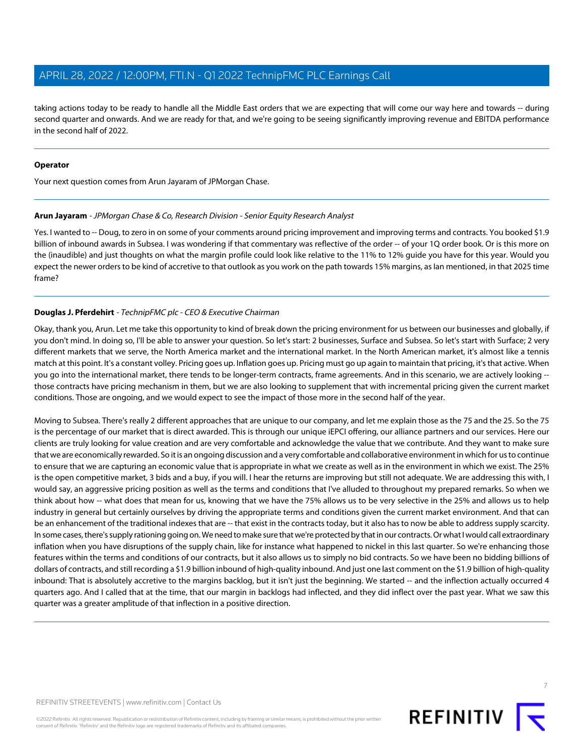taking actions today to be ready to handle all the Middle East orders that we are expecting that will come our way here and towards -- during second quarter and onwards. And we are ready for that, and we're going to be seeing significantly improving revenue and EBITDA performance in the second half of 2022.

---

**Operator**

Your next question comes from Arun Jayaram of JPMorgan Chase.

---

**Arun Jayaram** - *JPMorgan Chase & Co, Research Division - Senior Equity Research Analyst*

Yes. I wanted to -- Doug, to zero in on some of your comments around pricing improvement and improving terms and contracts. You booked $1.9 billion of inbound awards in Subsea. I was wondering if that commentary was reflective of the order -- of your 1Q order book. Or is this more on the (inaudible) and just thoughts on what the margin profile could look like relative to the 11% to 12% guide you have for this year. Would you expect the newer orders to be kind of accretive to that outlook as you work on the path towards 15% margins, as Ian mentioned, in that 2025 time frame?

---

**Douglas J. Pferdehirt** - *TechnipFMC plc - CEO & Executive Chairman*

Okay, thank you, Arun. Let me take this opportunity to kind of break down the pricing environment for us between our businesses and globally, if you don't mind. In doing so, I'll be able to answer your question. So let's start: 2 businesses, Surface and Subsea. So let's start with Surface; 2 very different markets that we serve, the North America market and the international market. In the North American market, it's almost like a tennis match at this point. It's a constant volley. Pricing goes up. Inflation goes up. Pricing must go up again to maintain that pricing, it's that active. When you go into the international market, there tends to be longer-term contracts, frame agreements. And in this scenario, we are actively looking -- those contracts have pricing mechanism in them, but we are also looking to supplement that with incremental pricing given the current market conditions. Those are ongoing, and we would expect to see the impact of those more in the second half of the year.

Moving to Subsea. There's really 2 different approaches that are unique to our company, and let me explain those as the 75 and the 25. So the 75 is the percentage of our market that is direct awarded. This is through our unique iEPCI offering, our alliance partners and our services. Here our clients are truly looking for value creation and are very comfortable and acknowledge the value that we contribute. And they want to make sure that we are economically rewarded. So it is an ongoing discussion and a very comfortable and collaborative environment in which for us to continue to ensure that we are capturing an economic value that is appropriate in what we create as well as in the environment in which we exist. The 25% is the open competitive market, 3 bids and a buy, if you will. I hear the returns are improving but still not adequate. We are addressing this with, I would say, an aggressive pricing position as well as the terms and conditions that I've alluded to throughout my prepared remarks. So when we think about how -- what does that mean for us, knowing that we have the 75% allows us to be very selective in the 25% and allows us to help industry in general but certainly ourselves by driving the appropriate terms and conditions given the current market environment. And that can be an enhancement of the traditional indexes that are -- that exist in the contracts today, but it also has to now be able to address supply scarcity. In some cases, there's supply rationing going on. We need to make sure that we're protected by that in our contracts. Or what I would call extraordinary inflation when you have disruptions of the supply chain, like for instance what happened to nickel in this last quarter. So we're enhancing those features within the terms and conditions of our contracts, but it also allows us to simply no bid contracts. So we have been no bidding billions of dollars of contracts, and still recording a $1.9 billion inbound of high-quality inbound. And just one last comment on the $1.9 billion of high-quality inbound: That is absolutely accretive to the margins backlog, but it isn't just the beginning. We started -- and the inflection actually occurred 4 quarters ago. And I called that at the time, that our margin in backlogs had inflected, and they did inflect over the past year. What we saw this quarter was a greater amplitude of that inflection in a positive direction.

---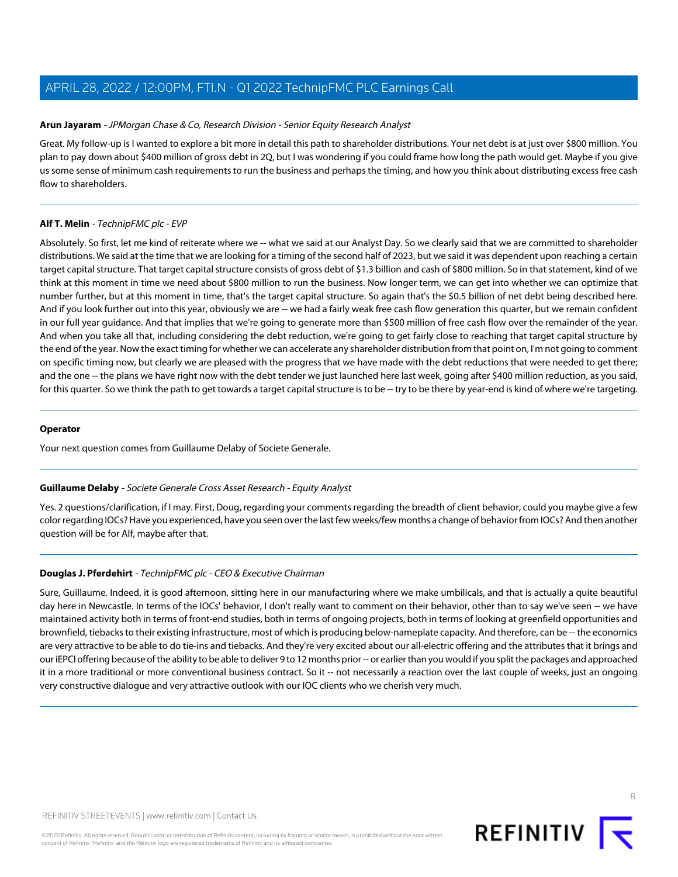**Arun Jayaram** - *JPMorgan Chase & Co, Research Division - Senior Equity Research Analyst*

Great. My follow-up is I wanted to explore a bit more in detail this path to shareholder distributions. Your net debt is at just over $800 million. You plan to pay down about $400 million of gross debt in 2Q, but I was wondering if you could frame how long the path would get. Maybe if you give us some sense of minimum cash requirements to run the business and perhaps the timing, and how you think about distributing excess free cash flow to shareholders.

---

**Alf T. Melin** - *TechnipFMC plc - EVP*

Absolutely. So first, let me kind of reiterate where we -- what we said at our Analyst Day. So we clearly said that we are committed to shareholder distributions. We said at the time that we are looking for a timing of the second half of 2023, but we said it was dependent upon reaching a certain target capital structure. That target capital structure consists of gross debt of $1.3 billion and cash of $800 million. So in that statement, kind of we think at this moment in time we need about $800 million to run the business. Now longer term, we can get into whether we can optimize that number further, but at this moment in time, that's the target capital structure. So again that's the $0.5 billion of net debt being described here. And if you look further out into this year, obviously we are -- we had a fairly weak free cash flow generation this quarter, but we remain confident in our full year guidance. And that implies that we're going to generate more than $500 million of free cash flow over the remainder of the year. And when you take all that, including considering the debt reduction, we're going to get fairly close to reaching that target capital structure by the end of the year. Now the exact timing for whether we can accelerate any shareholder distribution from that point on, I'm not going to comment on specific timing now, but clearly we are pleased with the progress that we have made with the debt reductions that were needed to get there; and the one -- the plans we have right now with the debt tender we just launched here last week, going after $400 million reduction, as you said, for this quarter. So we think the path to get towards a target capital structure is to be -- try to be there by year-end is kind of where we're targeting.

---

**Operator**

Your next question comes from Guillaume Delaby of Societe Generale.

---

**Guillaume Delaby** - *Societe Generale Cross Asset Research - Equity Analyst*

Yes. 2 questions/clarification, if I may. First, Doug, regarding your comments regarding the breadth of client behavior, could you maybe give a few color regarding IOCs? Have you experienced, have you seen over the last few weeks/few months a change of behavior from IOCs? And then another question will be for Alf, maybe after that.

---

**Douglas J. Pferdehirt** - *TechnipFMC plc - CEO & Executive Chairman*

Sure, Guillaume. Indeed, it is good afternoon, sitting here in our manufacturing where we make umbilicals, and that is actually a quite beautiful day here in Newcastle. In terms of the IOCs' behavior, I don't really want to comment on their behavior, other than to say we've seen -- we have maintained activity both in terms of front-end studies, both in terms of ongoing projects, both in terms of looking at greenfield opportunities and brownfield, tiebacks to their existing infrastructure, most of which is producing below-nameplate capacity. And therefore, can be -- the economics are very attractive to be able to do tie-ins and tiebacks. And they're very excited about our all-electric offering and the attributes that it brings and our iEPCI offering because of the ability to be able to deliver 9 to 12 months prior -- or earlier than you would if you split the packages and approached it in a more traditional or more conventional business contract. So it -- not necessarily a reaction over the last couple of weeks, just an ongoing very constructive dialogue and very attractive outlook with our IOC clients who we cherish very much.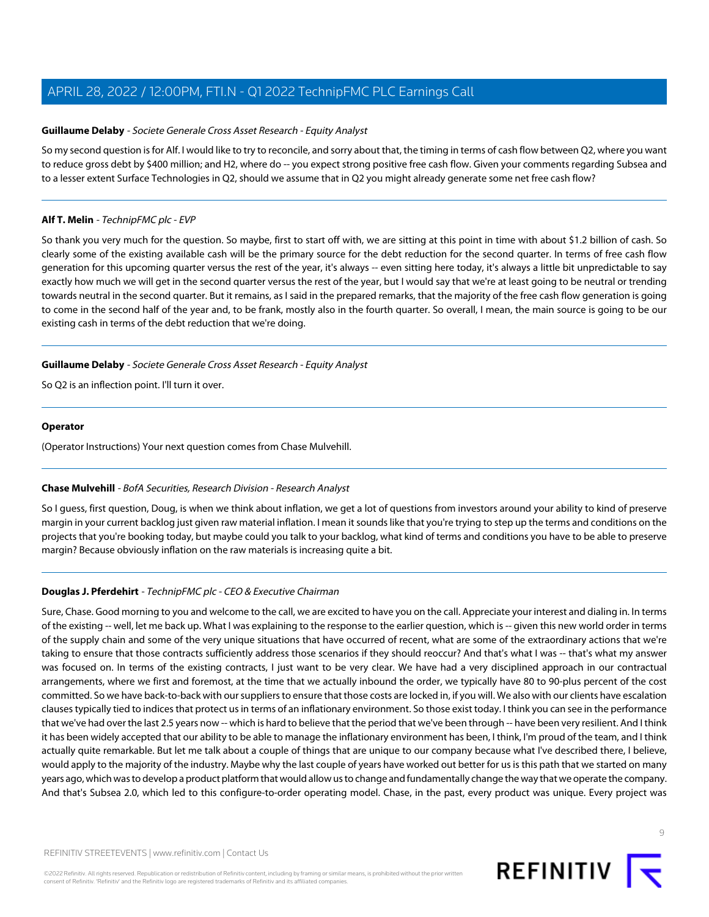**Guillaume Delaby** - *Societe Generale Cross Asset Research - Equity Analyst*

So my second question is for Alf. I would like to try to reconcile, and sorry about that, the timing in terms of cash flow between Q2, where you want to reduce gross debt by $400 million; and H2, where do -- you expect strong positive free cash flow. Given your comments regarding Subsea and to a lesser extent Surface Technologies in Q2, should we assume that in Q2 you might already generate some net free cash flow?

---

**Alf T. Melin** - *TechnipFMC plc - EVP*

So thank you very much for the question. So maybe, first to start off with, we are sitting at this point in time with about $1.2 billion of cash. So clearly some of the existing available cash will be the primary source for the debt reduction for the second quarter. In terms of free cash flow generation for this upcoming quarter versus the rest of the year, it's always -- even sitting here today, it's always a little bit unpredictable to say exactly how much we will get in the second quarter versus the rest of the year, but I would say that we're at least going to be neutral or trending towards neutral in the second quarter. But it remains, as I said in the prepared remarks, that the majority of the free cash flow generation is going to come in the second half of the year and, to be frank, mostly also in the fourth quarter. So overall, I mean, the main source is going to be our existing cash in terms of the debt reduction that we're doing.

---

**Guillaume Delaby** - *Societe Generale Cross Asset Research - Equity Analyst*

So Q2 is an inflection point. I'll turn it over.

---

**Operator**

(Operator Instructions) Your next question comes from Chase Mulvehill.

---

**Chase Mulvehill** - *BofA Securities, Research Division - Research Analyst*

So I guess, first question, Doug, is when we think about inflation, we get a lot of questions from investors around your ability to kind of preserve margin in your current backlog just given raw material inflation. I mean it sounds like that you're trying to step up the terms and conditions on the projects that you're booking today, but maybe could you talk to your backlog, what kind of terms and conditions you have to be able to preserve margin? Because obviously inflation on the raw materials is increasing quite a bit.

---

**Douglas J. Pferdehirt** - *TechnipFMC plc - CEO & Executive Chairman*

Sure, Chase. Good morning to you and welcome to the call, we are excited to have you on the call. Appreciate your interest and dialing in. In terms of the existing -- well, let me back up. What I was explaining to the response to the earlier question, which is -- given this new world order in terms of the supply chain and some of the very unique situations that have occurred of recent, what are some of the extraordinary actions that we're taking to ensure that those contracts sufficiently address those scenarios if they should reoccur? And that's what I was -- that's what my answer was focused on. In terms of the existing contracts, I just want to be very clear. We have had a very disciplined approach in our contractual arrangements, where we first and foremost, at the time that we actually inbound the order, we typically have 80 to 90-plus percent of the cost committed. So we have back-to-back with our suppliers to ensure that those costs are locked in, if you will. We also with our clients have escalation clauses typically tied to indices that protect us in terms of an inflationary environment. So those exist today. I think you can see in the performance that we've had over the last 2.5 years now -- which is hard to believe that the period that we've been through -- have been very resilient. And I think it has been widely accepted that our ability to be able to manage the inflationary environment has been, I think, I'm proud of the team, and I think actually quite remarkable. But let me talk about a couple of things that are unique to our company because what I've described there, I believe, would apply to the majority of the industry. Maybe why the last couple of years have worked out better for us is this path that we started on many years ago, which was to develop a product platform that would allow us to change and fundamentally change the way that we operate the company. And that's Subsea 2.0, which led to this configure-to-order operating model. Chase, in the past, every product was unique. Every project was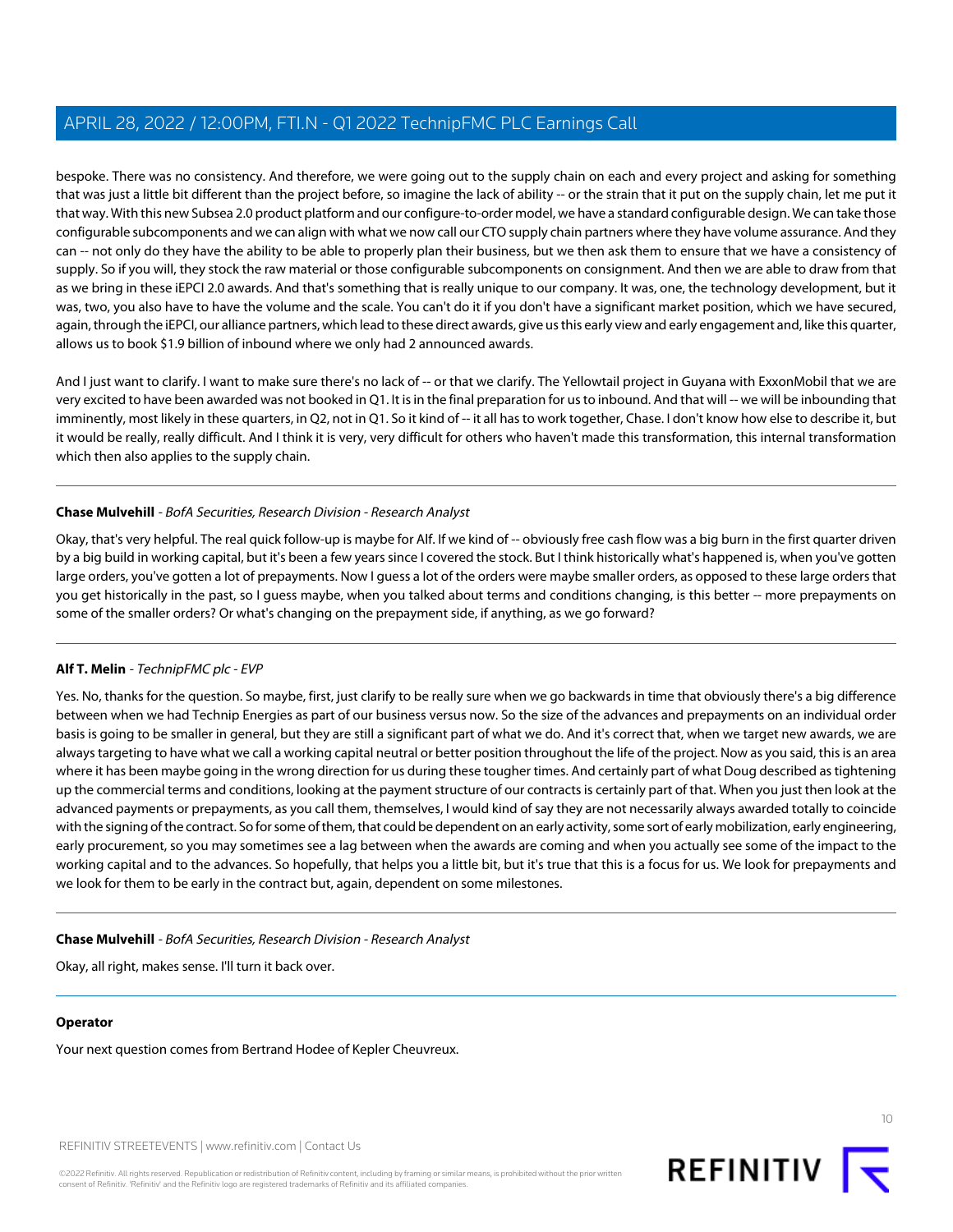bespoke. There was no consistency. And therefore, we were going out to the supply chain on each and every project and asking for something that was just a little bit different than the project before, so imagine the lack of ability -- or the strain that it put on the supply chain, let me put it that way. With this new Subsea 2.0 product platform and our configure-to-order model, we have a standard configurable design. We can take those configurable subcomponents and we can align with what we now call our CTO supply chain partners where they have volume assurance. And they can -- not only do they have the ability to be able to properly plan their business, but we then ask them to ensure that we have a consistency of supply. So if you will, they stock the raw material or those configurable subcomponents on consignment. And then we are able to draw from that as we bring in these iEPCI 2.0 awards. And that's something that is really unique to our company. It was, one, the technology development, but it was, two, you also have to have the volume and the scale. You can't do it if you don't have a significant market position, which we have secured, again, through the iEPCI, our alliance partners, which lead to these direct awards, give us this early view and early engagement and, like this quarter, allows us to book $1.9 billion of inbound where we only had 2 announced awards.

And I just want to clarify. I want to make sure there's no lack of -- or that we clarify. The Yellowtail project in Guyana with ExxonMobil that we are very excited to have been awarded was not booked in Q1. It is in the final preparation for us to inbound. And that will -- we will be inbounding that imminently, most likely in these quarters, in Q2, not in Q1. So it kind of -- it all has to work together, Chase. I don't know how else to describe it, but it would be really, really difficult. And I think it is very, very difficult for others who haven't made this transformation, this internal transformation which then also applies to the supply chain.

---

**Chase Mulvehill** - *BofA Securities, Research Division - Research Analyst*

Okay, that's very helpful. The real quick follow-up is maybe for Alf. If we kind of -- obviously free cash flow was a big burn in the first quarter driven by a big build in working capital, but it's been a few years since I covered the stock. But I think historically what's happened is, when you've gotten large orders, you've gotten a lot of prepayments. Now I guess a lot of the orders were maybe smaller orders, as opposed to these large orders that you get historically in the past, so I guess maybe, when you talked about terms and conditions changing, is this better -- more prepayments on some of the smaller orders? Or what's changing on the prepayment side, if anything, as we go forward?

---

**Alf T. Melin** - *TechnipFMC plc - EVP*

Yes. No, thanks for the question. So maybe, first, just clarify to be really sure when we go backwards in time that obviously there's a big difference between when we had Technip Energies as part of our business versus now. So the size of the advances and prepayments on an individual order basis is going to be smaller in general, but they are still a significant part of what we do. And it's correct that, when we target new awards, we are always targeting to have what we call a working capital neutral or better position throughout the life of the project. Now as you said, this is an area where it has been maybe going in the wrong direction for us during these tougher times. And certainly part of what Doug described as tightening up the commercial terms and conditions, looking at the payment structure of our contracts is certainly part of that. When you just then look at the advanced payments or prepayments, as you call them, themselves, I would kind of say they are not necessarily always awarded totally to coincide with the signing of the contract. So for some of them, that could be dependent on an early activity, some sort of early mobilization, early engineering, early procurement, so you may sometimes see a lag between when the awards are coming and when you actually see some of the impact to the working capital and to the advances. So hopefully, that helps you a little bit, but it's true that this is a focus for us. We look for prepayments and we look for them to be early in the contract but, again, dependent on some milestones.

---

**Chase Mulvehill** - *BofA Securities, Research Division - Research Analyst*

Okay, all right, makes sense. I'll turn it back over.

---

**Operator**

Your next question comes from Bertrand Hodee of Kepler Cheuvreux.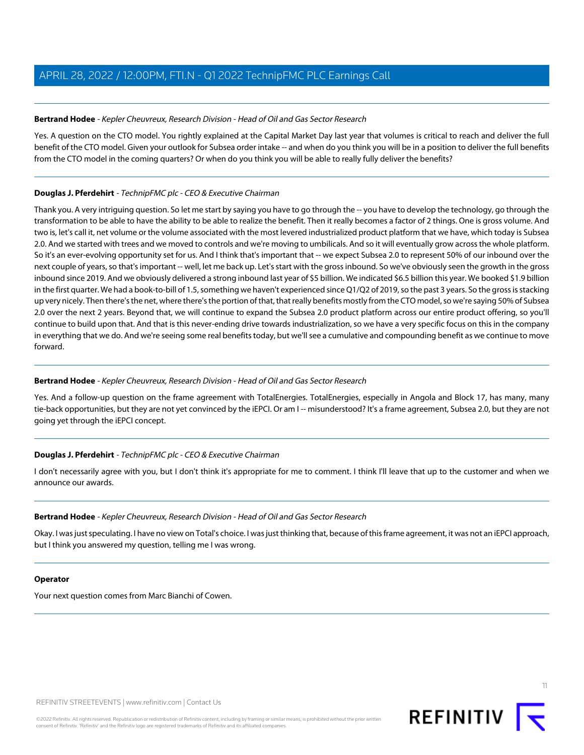**Bertrand Hodee** - *Kepler Cheuvreux, Research Division - Head of Oil and Gas Sector Research*

Yes. A question on the CTO model. You rightly explained at the Capital Market Day last year that volumes is critical to reach and deliver the full benefit of the CTO model. Given your outlook for Subsea order intake -- and when do you think you will be in a position to deliver the full benefits from the CTO model in the coming quarters? Or when do you think you will be able to really fully deliver the benefits?

---

**Douglas J. Pferdehirt** - *TechnipFMC plc - CEO & Executive Chairman*

Thank you. A very intriguing question. So let me start by saying you have to go through the -- you have to develop the technology, go through the transformation to be able to have the ability to be able to realize the benefit. Then it really becomes a factor of 2 things. One is gross volume. And two is, let's call it, net volume or the volume associated with the most levered industrialized product platform that we have, which today is Subsea 2.0. And we started with trees and we moved to controls and we're moving to umbilicals. And so it will eventually grow across the whole platform. So it's an ever-evolving opportunity set for us. And I think that's important that -- we expect Subsea 2.0 to represent 50% of our inbound over the next couple of years, so that's important -- well, let me back up. Let's start with the gross inbound. So we've obviously seen the growth in the gross inbound since 2019. And we obviously delivered a strong inbound last year of $5 billion. We indicated $6.5 billion this year. We booked $1.9 billion in the first quarter. We had a book-to-bill of 1.5, something we haven't experienced since Q1/Q2 of 2019, so the past 3 years. So the gross is stacking up very nicely. Then there's the net, where there's the portion of that, that really benefits mostly from the CTO model, so we're saying 50% of Subsea 2.0 over the next 2 years. Beyond that, we will continue to expand the Subsea 2.0 product platform across our entire product offering, so you'll continue to build upon that. And that is this never-ending drive towards industrialization, so we have a very specific focus on this in the company in everything that we do. And we're seeing some real benefits today, but we'll see a cumulative and compounding benefit as we continue to move forward.

---

**Bertrand Hodee** - *Kepler Cheuvreux, Research Division - Head of Oil and Gas Sector Research*

Yes. And a follow-up question on the frame agreement with TotalEnergies. TotalEnergies, especially in Angola and Block 17, has many, many tie-back opportunities, but they are not yet convinced by the iEPCI. Or am I -- misunderstood? It's a frame agreement, Subsea 2.0, but they are not going yet through the iEPCI concept.

---

**Douglas J. Pferdehirt** - *TechnipFMC plc - CEO & Executive Chairman*

I don't necessarily agree with you, but I don't think it's appropriate for me to comment. I think I'll leave that up to the customer and when we announce our awards.

---

**Bertrand Hodee** - *Kepler Cheuvreux, Research Division - Head of Oil and Gas Sector Research*

Okay. I was just speculating. I have no view on Total's choice. I was just thinking that, because of this frame agreement, it was not an iEPCI approach, but I think you answered my question, telling me I was wrong.

---

**Operator**

Your next question comes from Marc Bianchi of Cowen.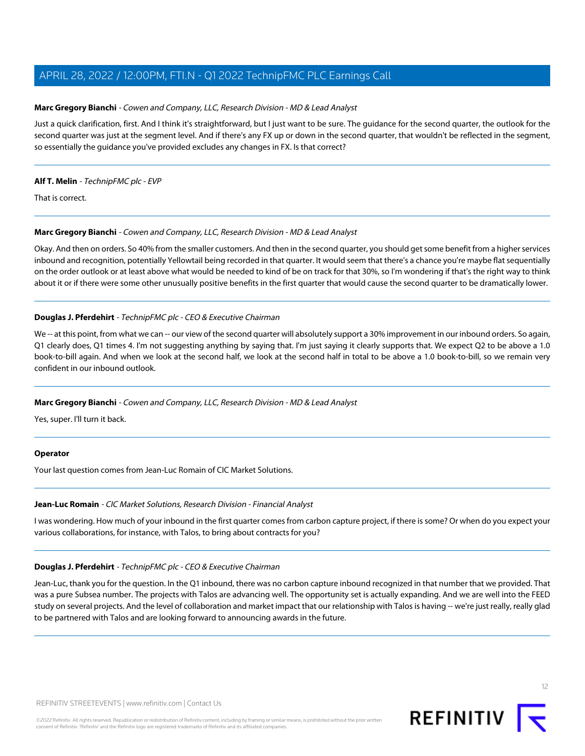**Marc Gregory Bianchi** - *Cowen and Company, LLC, Research Division - MD & Lead Analyst*

Just a quick clarification, first. And I think it's straightforward, but I just want to be sure. The guidance for the second quarter, the outlook for the second quarter was just at the segment level. And if there's any FX up or down in the second quarter, that wouldn't be reflected in the segment, so essentially the guidance you've provided excludes any changes in FX. Is that correct?

---

**Alf T. Melin** - *TechnipFMC plc - EVP*

That is correct.

---

**Marc Gregory Bianchi** - *Cowen and Company, LLC, Research Division - MD & Lead Analyst*

Okay. And then on orders. So 40% from the smaller customers. And then in the second quarter, you should get some benefit from a higher services inbound and recognition, potentially Yellowtail being recorded in that quarter. It would seem that there's a chance you're maybe flat sequentially on the order outlook or at least above what would be needed to kind of be on track for that 30%, so I'm wondering if that's the right way to think about it or if there were some other unusually positive benefits in the first quarter that would cause the second quarter to be dramatically lower.

---

**Douglas J. Pferdehirt** - *TechnipFMC plc - CEO & Executive Chairman*

We -- at this point, from what we can -- our view of the second quarter will absolutely support a 30% improvement in our inbound orders. So again, Q1 clearly does, Q1 times 4. I'm not suggesting anything by saying that. I'm just saying it clearly supports that. We expect Q2 to be above a 1.0 book-to-bill again. And when we look at the second half, we look at the second half in total to be above a 1.0 book-to-bill, so we remain very confident in our inbound outlook.

---

**Marc Gregory Bianchi** - *Cowen and Company, LLC, Research Division - MD & Lead Analyst*

Yes, super. I'll turn it back.

---

**Operator**

Your last question comes from Jean-Luc Romain of CIC Market Solutions.

---

**Jean-Luc Romain** - *CIC Market Solutions, Research Division - Financial Analyst*

I was wondering. How much of your inbound in the first quarter comes from carbon capture project, if there is some? Or when do you expect your various collaborations, for instance, with Talos, to bring about contracts for you?

---

**Douglas J. Pferdehirt** - *TechnipFMC plc - CEO & Executive Chairman*

Jean-Luc, thank you for the question. In the Q1 inbound, there was no carbon capture inbound recognized in that number that we provided. That was a pure Subsea number. The projects with Talos are advancing well. The opportunity set is actually expanding. And we are well into the FEED study on several projects. And the level of collaboration and market impact that our relationship with Talos is having -- we're just really, really glad to be partnered with Talos and are looking forward to announcing awards in the future.

---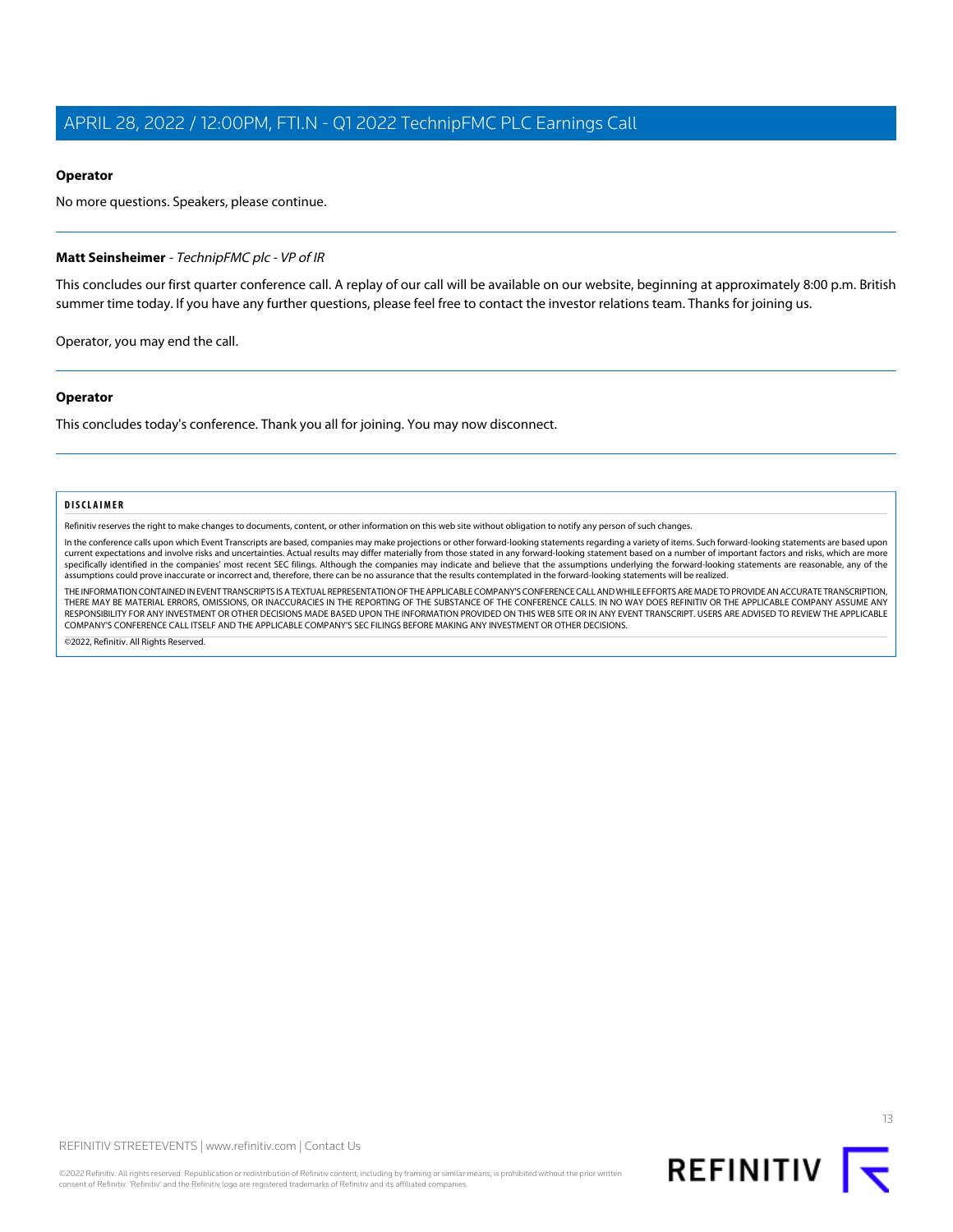**Operator**

No more questions. Speakers, please continue.

---

**Matt Seinsheimer** - *TechnipFMC plc - VP of IR*

This concludes our first quarter conference call. A replay of our call will be available on our website, beginning at approximately 8:00 p.m. British summer time today. If you have any further questions, please feel free to contact the investor relations team. Thanks for joining us.

Operator, you may end the call.

---

**Operator**

This concludes today's conference. Thank you all for joining. You may now disconnect.

---

**DISCLAIMER**

Refinitiv reserves the right to make changes to documents, content, or other information on this web site without obligation to notify any person of such changes.

In the conference calls upon which Event Transcripts are based, companies may make projections or other forward-looking statements regarding a variety of items. Such forward-looking statements are based upon current expectations and involve risks and uncertainties. Actual results may differ materially from those stated in any forward-looking statement based on a number of important factors and risks, which are more specifically identified in the companies' most recent SEC filings. Although the companies may indicate and believe that the assumptions underlying the forward-looking statements are reasonable, any of the assumptions could prove inaccurate or incorrect and, therefore, there can be no assurance that the results contemplated in the forward-looking statements will be realized.

THE INFORMATION CONTAINED IN EVENT TRANSCRIPTS IS A TEXTUAL REPRESENTATION OF THE APPLICABLE COMPANY'S CONFERENCE CALL AND WHILE EFFORTS ARE MADE TO PROVIDE AN ACCURATE TRANSCRIPTION, THERE MAY BE MATERIAL ERRORS, OMISSIONS, OR INACCURACIES IN THE REPORTING OF THE SUBSTANCE OF THE CONFERENCE CALLS. IN NO WAY DOES REFINITIV OR THE APPLICABLE COMPANY ASSUME ANY RESPONSIBILITY FOR ANY INVESTMENT OR OTHER DECISIONS MADE BASED UPON THE INFORMATION PROVIDED ON THIS WEB SITE OR IN ANY EVENT TRANSCRIPT. USERS ARE ADVISED TO REVIEW THE APPLICABLE COMPANY'S CONFERENCE CALL ITSELF AND THE APPLICABLE COMPANY'S SEC FILINGS BEFORE MAKING ANY INVESTMENT OR OTHER DECISIONS.

©2022, Refinitiv. All Rights Reserved.